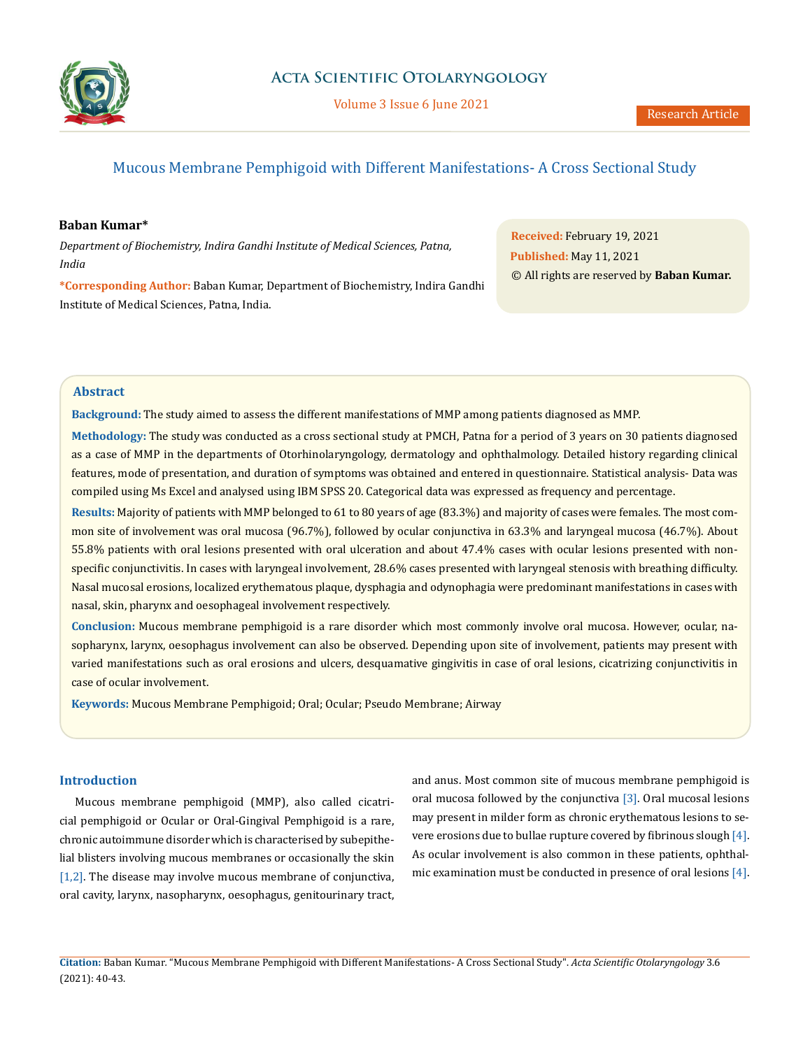# Mucous Membrane Pemphigoid with Different Manifestations- A Cross Sectional Study

**Baban Kumar***

*Department of Biochemistry, Indira Gandhi Institute of Medical Sciences, Patna, India*

**\*Corresponding Author:** Baban Kumar, Department of Biochemistry, Indira Gandhi Institute of Medical Sciences, Patna, India.

**Received:** February 19, 2021
**Published:** May 11, 2021
© All rights are reserved by **Baban Kumar.**

## Abstract

**Background:** The study aimed to assess the different manifestations of MMP among patients diagnosed as MMP.

**Methodology:** The study was conducted as a cross sectional study at PMCH, Patna for a period of 3 years on 30 patients diagnosed as a case of MMP in the departments of Otorhinolaryngology, dermatology and ophthalmology. Detailed history regarding clinical features, mode of presentation, and duration of symptoms was obtained and entered in questionnaire. Statistical analysis- Data was compiled using Ms Excel and analysed using IBM SPSS 20. Categorical data was expressed as frequency and percentage.

**Results:** Majority of patients with MMP belonged to 61 to 80 years of age (83.3%) and majority of cases were females. The most common site of involvement was oral mucosa (96.7%), followed by ocular conjunctiva in 63.3% and laryngeal mucosa (46.7%). About 55.8% patients with oral lesions presented with oral ulceration and about 47.4% cases with ocular lesions presented with non-specific conjunctivitis. In cases with laryngeal involvement, 28.6% cases presented with laryngeal stenosis with breathing difficulty. Nasal mucosal erosions, localized erythematous plaque, dysphagia and odynophagia were predominant manifestations in cases with nasal, skin, pharynx and oesophageal involvement respectively.

**Conclusion:** Mucous membrane pemphigoid is a rare disorder which most commonly involve oral mucosa. However, ocular, nasopharynx, larynx, oesophagus involvement can also be observed. Depending upon site of involvement, patients may present with varied manifestations such as oral erosions and ulcers, desquamative gingivitis in case of oral lesions, cicatrizing conjunctivitis in case of ocular involvement.

**Keywords:** Mucous Membrane Pemphigoid; Oral; Ocular; Pseudo Membrane; Airway

## Introduction

Mucous membrane pemphigoid (MMP), also called cicatricial pemphigoid or Ocular or Oral-Gingival Pemphigoid is a rare, chronic autoimmune disorder which is characterised by subepithelial blisters involving mucous membranes or occasionally the skin [1,2]. The disease may involve mucous membrane of conjunctiva, oral cavity, larynx, nasopharynx, oesophagus, genitourinary tract, and anus. Most common site of mucous membrane pemphigoid is oral mucosa followed by the conjunctiva [3]. Oral mucosal lesions may present in milder form as chronic erythematous lesions to severe erosions due to bullae rupture covered by fibrinous slough [4]. As ocular involvement is also common in these patients, ophthalmic examination must be conducted in presence of oral lesions [4].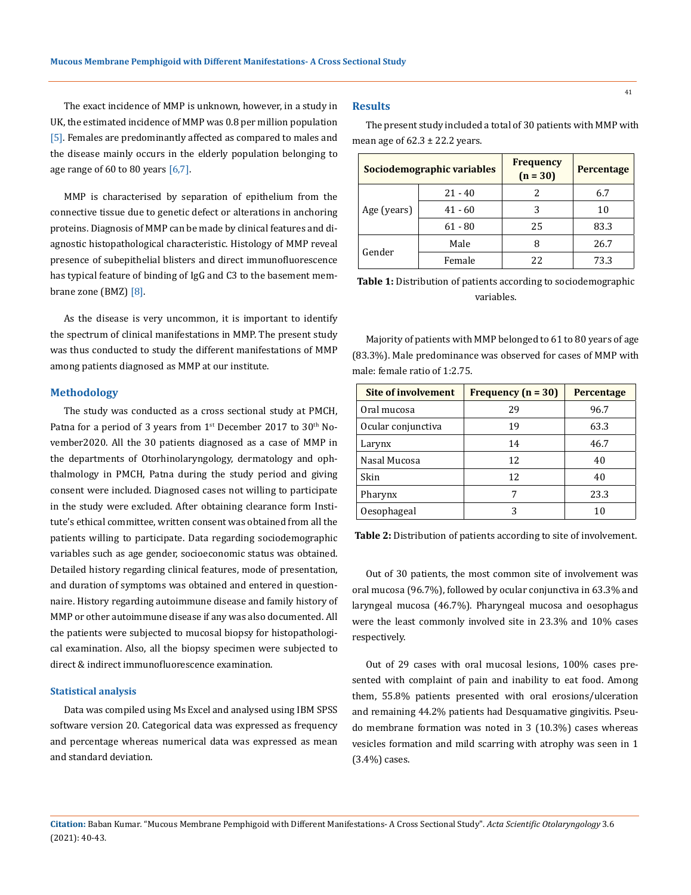The exact incidence of MMP is unknown, however, in a study in UK, the estimated incidence of MMP was 0.8 per million population [5]. Females are predominantly affected as compared to males and the disease mainly occurs in the elderly population belonging to age range of 60 to 80 years [6,7].

MMP is characterised by separation of epithelium from the connective tissue due to genetic defect or alterations in anchoring proteins. Diagnosis of MMP can be made by clinical features and diagnostic histopathological characteristic. Histology of MMP reveal presence of subepithelial blisters and direct immunofluorescence has typical feature of binding of IgG and C3 to the basement membrane zone (BMZ) [8].

As the disease is very uncommon, it is important to identify the spectrum of clinical manifestations in MMP. The present study was thus conducted to study the different manifestations of MMP among patients diagnosed as MMP at our institute.

## Methodology

The study was conducted as a cross sectional study at PMCH, Patna for a period of 3 years from 1st December 2017 to 30th November2020. All the 30 patients diagnosed as a case of MMP in the departments of Otorhinolaryngology, dermatology and ophthalmology in PMCH, Patna during the study period and giving consent were included. Diagnosed cases not willing to participate in the study were excluded. After obtaining clearance form Institute's ethical committee, written consent was obtained from all the patients willing to participate. Data regarding sociodemographic variables such as age gender, socioeconomic status was obtained. Detailed history regarding clinical features, mode of presentation, and duration of symptoms was obtained and entered in questionnaire. History regarding autoimmune disease and family history of MMP or other autoimmune disease if any was also documented. All the patients were subjected to mucosal biopsy for histopathological examination. Also, all the biopsy specimen were subjected to direct & indirect immunofluorescence examination.

### Statistical analysis

Data was compiled using Ms Excel and analysed using IBM SPSS software version 20. Categorical data was expressed as frequency and percentage whereas numerical data was expressed as mean and standard deviation.

## Results

The present study included a total of 30 patients with MMP with mean age of 62.3 ± 22.2 years.

| Sociodemographic variables | | Frequency (n = 30) | Percentage |
|---|---|---|---|
| Age (years) | 21 - 40 | 2 | 6.7 |
| | 41 - 60 | 3 | 10 |
| | 61 - 80 | 25 | 83.3 |
| Gender | Male | 8 | 26.7 |
| | Female | 22 | 73.3 |

**Table 1:** Distribution of patients according to sociodemographic variables.

Majority of patients with MMP belonged to 61 to 80 years of age (83.3%). Male predominance was observed for cases of MMP with male: female ratio of 1:2.75.

| Site of involvement | Frequency (n = 30) | Percentage |
|---|---|---|
| Oral mucosa | 29 | 96.7 |
| Ocular conjunctiva | 19 | 63.3 |
| Larynx | 14 | 46.7 |
| Nasal Mucosa | 12 | 40 |
| Skin | 12 | 40 |
| Pharynx | 7 | 23.3 |
| Oesophageal | 3 | 10 |

**Table 2:** Distribution of patients according to site of involvement.

Out of 30 patients, the most common site of involvement was oral mucosa (96.7%), followed by ocular conjunctiva in 63.3% and laryngeal mucosa (46.7%). Pharyngeal mucosa and oesophagus were the least commonly involved site in 23.3% and 10% cases respectively.

Out of 29 cases with oral mucosal lesions, 100% cases presented with complaint of pain and inability to eat food. Among them, 55.8% patients presented with oral erosions/ulceration and remaining 44.2% patients had Desquamative gingivitis. Pseudo membrane formation was noted in 3 (10.3%) cases whereas vesicles formation and mild scarring with atrophy was seen in 1 (3.4%) cases.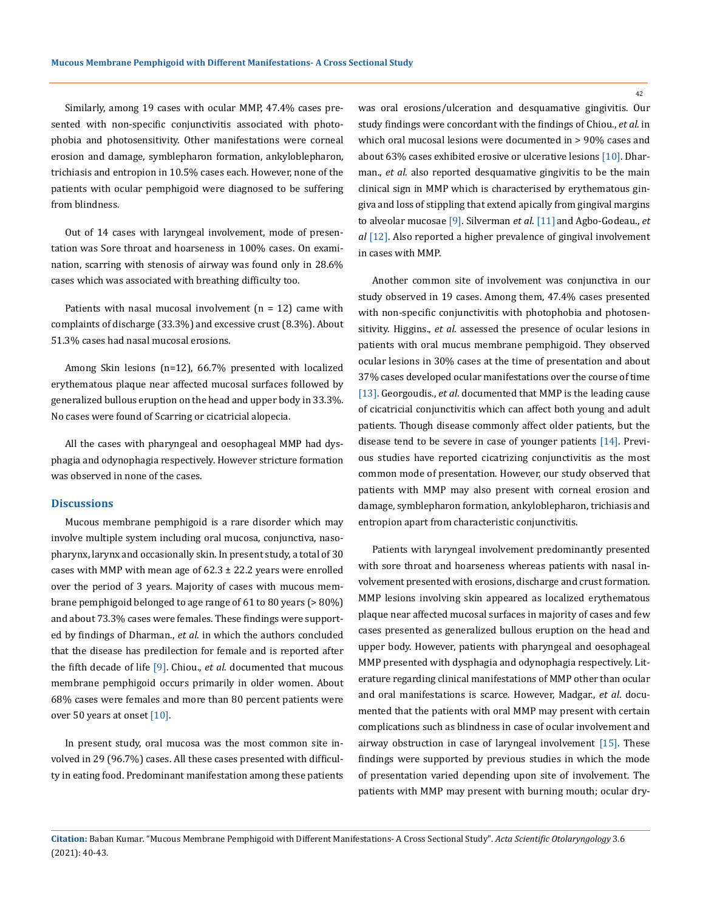Similarly, among 19 cases with ocular MMP, 47.4% cases presented with non-specific conjunctivitis associated with photophobia and photosensitivity. Other manifestations were corneal erosion and damage, symblepharon formation, ankyloblepharon, trichiasis and entropion in 10.5% cases each. However, none of the patients with ocular pemphigoid were diagnosed to be suffering from blindness.

Out of 14 cases with laryngeal involvement, mode of presentation was Sore throat and hoarseness in 100% cases. On examination, scarring with stenosis of airway was found only in 28.6% cases which was associated with breathing difficulty too.

Patients with nasal mucosal involvement (n = 12) came with complaints of discharge (33.3%) and excessive crust (8.3%). About 51.3% cases had nasal mucosal erosions.

Among Skin lesions (n=12), 66.7% presented with localized erythematous plaque near affected mucosal surfaces followed by generalized bullous eruption on the head and upper body in 33.3%. No cases were found of Scarring or cicatricial alopecia.

All the cases with pharyngeal and oesophageal MMP had dysphagia and odynophagia respectively. However stricture formation was observed in none of the cases.

## Discussions

Mucous membrane pemphigoid is a rare disorder which may involve multiple system including oral mucosa, conjunctiva, nasopharynx, larynx and occasionally skin. In present study, a total of 30 cases with MMP with mean age of 62.3 ± 22.2 years were enrolled over the period of 3 years. Majority of cases with mucous membrane pemphigoid belonged to age range of 61 to 80 years (> 80%) and about 73.3% cases were females. These findings were supported by findings of Dharman., *et al.* in which the authors concluded that the disease has predilection for female and is reported after the fifth decade of life [9]. Chiou., *et al.* documented that mucous membrane pemphigoid occurs primarily in older women. About 68% cases were females and more than 80 percent patients were over 50 years at onset [10].

In present study, oral mucosa was the most common site involved in 29 (96.7%) cases. All these cases presented with difficulty in eating food. Predominant manifestation among these patients was oral erosions/ulceration and desquamative gingivitis. Our study findings were concordant with the findings of Chiou., *et al.* in which oral mucosal lesions were documented in > 90% cases and about 63% cases exhibited erosive or ulcerative lesions [10]. Dharman., *et al.* also reported desquamative gingivitis to be the main clinical sign in MMP which is characterised by erythematous gingiva and loss of stippling that extend apically from gingival margins to alveolar mucosae [9]. Silverman *et al*. [11] and Agbo-Godeau., *et al* [12]. Also reported a higher prevalence of gingival involvement in cases with MMP.

Another common site of involvement was conjunctiva in our study observed in 19 cases. Among them, 47.4% cases presented with non-specific conjunctivitis with photophobia and photosensitivity. Higgins., *et al*. assessed the presence of ocular lesions in patients with oral mucus membrane pemphigoid. They observed ocular lesions in 30% cases at the time of presentation and about 37% cases developed ocular manifestations over the course of time [13]. Georgoudis., *et al*. documented that MMP is the leading cause of cicatricial conjunctivitis which can affect both young and adult patients. Though disease commonly affect older patients, but the disease tend to be severe in case of younger patients [14]. Previous studies have reported cicatrizing conjunctivitis as the most common mode of presentation. However, our study observed that patients with MMP may also present with corneal erosion and damage, symblepharon formation, ankyloblepharon, trichiasis and entropion apart from characteristic conjunctivitis.

Patients with laryngeal involvement predominantly presented with sore throat and hoarseness whereas patients with nasal involvement presented with erosions, discharge and crust formation. MMP lesions involving skin appeared as localized erythematous plaque near affected mucosal surfaces in majority of cases and few cases presented as generalized bullous eruption on the head and upper body. However, patients with pharyngeal and oesophageal MMP presented with dysphagia and odynophagia respectively. Literature regarding clinical manifestations of MMP other than ocular and oral manifestations is scarce. However, Madgar., *et al*. documented that the patients with oral MMP may present with certain complications such as blindness in case of ocular involvement and airway obstruction in case of laryngeal involvement [15]. These findings were supported by previous studies in which the mode of presentation varied depending upon site of involvement. The patients with MMP may present with burning mouth; ocular dry-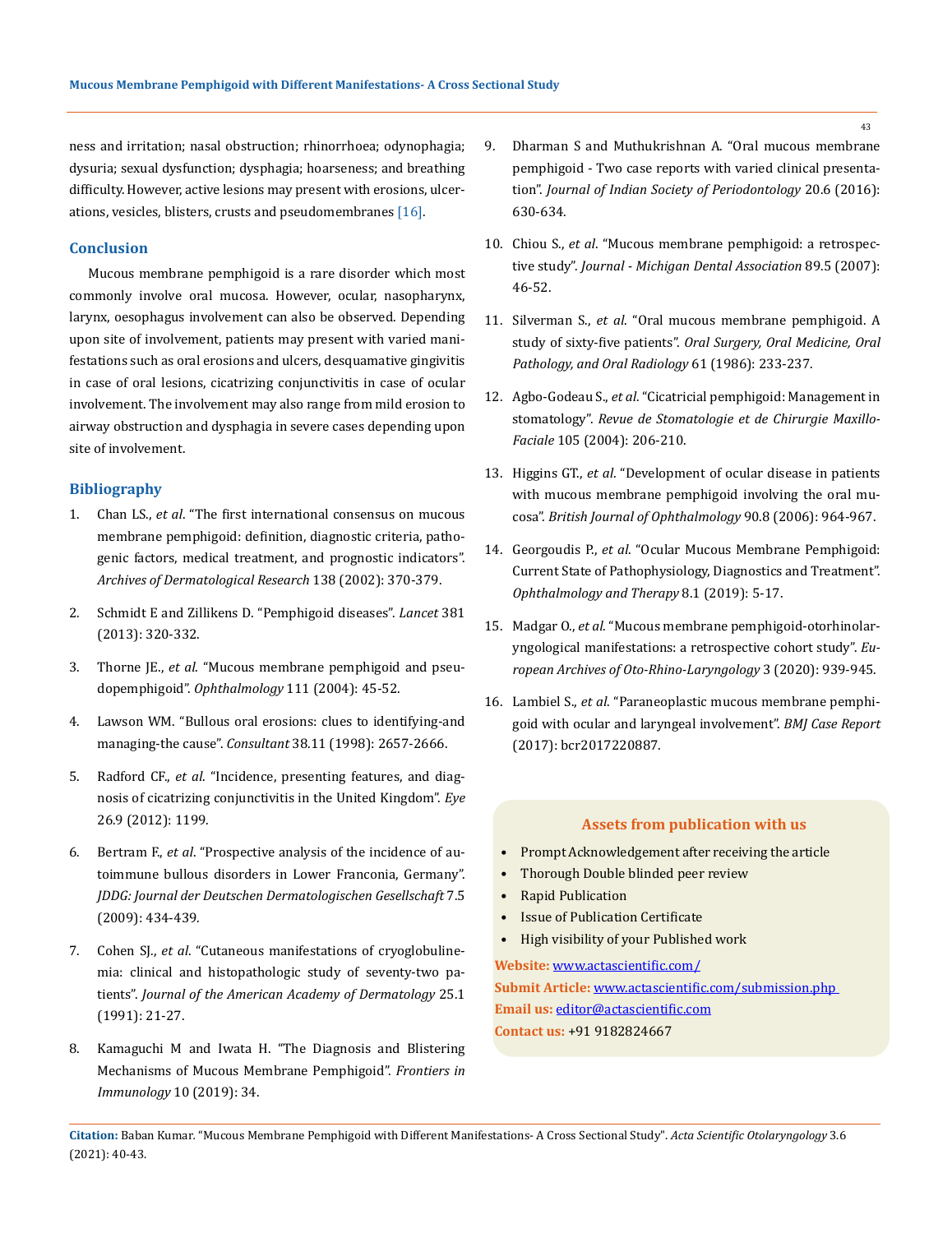ness and irritation; nasal obstruction; rhinorrhoea; odynophagia; dysuria; sexual dysfunction; dysphagia; hoarseness; and breathing difficulty. However, active lesions may present with erosions, ulcerations, vesicles, blisters, crusts and pseudomembranes [16].

## Conclusion

Mucous membrane pemphigoid is a rare disorder which most commonly involve oral mucosa. However, ocular, nasopharynx, larynx, oesophagus involvement can also be observed. Depending upon site of involvement, patients may present with varied manifestations such as oral erosions and ulcers, desquamative gingivitis in case of oral lesions, cicatrizing conjunctivitis in case of ocular involvement. The involvement may also range from mild erosion to airway obstruction and dysphagia in severe cases depending upon site of involvement.

## Bibliography

1. Chan LS., *et al*. "The first international consensus on mucous membrane pemphigoid: definition, diagnostic criteria, pathogenic factors, medical treatment, and prognostic indicators". *Archives of Dermatological Research* 138 (2002): 370-379.
2. Schmidt E and Zillikens D. "Pemphigoid diseases". *Lancet* 381 (2013): 320-332.
3. Thorne JE., *et al.* "Mucous membrane pemphigoid and pseudopemphigoid". *Ophthalmology* 111 (2004): 45-52.
4. Lawson WM. "Bullous oral erosions: clues to identifying-and managing-the cause". *Consultant* 38.11 (1998): 2657-2666.
5. Radford CF., *et al*. "Incidence, presenting features, and diagnosis of cicatrizing conjunctivitis in the United Kingdom". *Eye* 26.9 (2012): 1199.
6. Bertram F., *et al*. "Prospective analysis of the incidence of autoimmune bullous disorders in Lower Franconia, Germany". *JDDG: Journal der Deutschen Dermatologischen Gesellschaft* 7.5 (2009): 434-439.
7. Cohen SJ., *et al.* "Cutaneous manifestations of cryoglobulinemia: clinical and histopathologic study of seventy-two patients". *Journal of the American Academy of Dermatology* 25.1 (1991): 21-27.
8. Kamaguchi M and Iwata H. "The Diagnosis and Blistering Mechanisms of Mucous Membrane Pemphigoid". *Frontiers in Immunology* 10 (2019): 34.
9. Dharman S and Muthukrishnan A. "Oral mucous membrane pemphigoid - Two case reports with varied clinical presentation". *Journal of Indian Society of Periodontology* 20.6 (2016): 630-634.
10. Chiou S., *et al*. "Mucous membrane pemphigoid: a retrospective study". *Journal - Michigan Dental Association* 89.5 (2007): 46-52.
11. Silverman S., *et al*. "Oral mucous membrane pemphigoid. A study of sixty-five patients". *Oral Surgery, Oral Medicine, Oral Pathology, and Oral Radiology* 61 (1986): 233-237.
12. Agbo-Godeau S., *et al*. "Cicatricial pemphigoid: Management in stomatology". *Revue de Stomatologie et de Chirurgie Maxillo-Faciale* 105 (2004): 206-210.
13. Higgins GT., *et al*. "Development of ocular disease in patients with mucous membrane pemphigoid involving the oral mucosa". *British Journal of Ophthalmology* 90.8 (2006): 964-967.
14. Georgoudis P., *et al*. "Ocular Mucous Membrane Pemphigoid: Current State of Pathophysiology, Diagnostics and Treatment". *Ophthalmology and Therapy* 8.1 (2019): 5-17.
15. Madgar O., *et al*. "Mucous membrane pemphigoid-otorhinolaryngological manifestations: a retrospective cohort study". *European Archives of Oto-Rhino-Laryngology* 3 (2020): 939-945.
16. Lambiel S., *et al*. "Paraneoplastic mucous membrane pemphigoid with ocular and laryngeal involvement". *BMJ Case Report* (2017): bcr2017220887.

**Assets from publication with us**

- Prompt Acknowledgement after receiving the article
- Thorough Double blinded peer review
- Rapid Publication
- Issue of Publication Certificate
- High visibility of your Published work

**Website:** www.actascientific.com/
**Submit Article:** www.actascientific.com/submission.php
**Email us:** editor@actascientific.com
**Contact us:** +91 9182824667